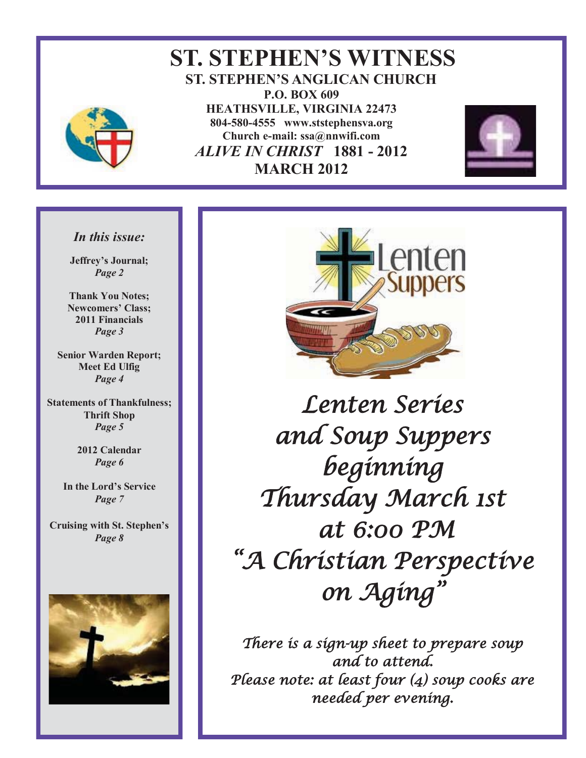# ST. STEPHEN'S WITNESS

**ST. STEPHEN'S ANGLICAN CHURCH**
**P.O. BOX 609**
**HEATHSVILLE, VIRGINIA 22473**
**804-580-4555 www.ststephensva.org**
**Church e-mail: ssa@nnwifi.com**
***ALIVE IN CHRIST* 1881 - 2012**
**MARCH 2012**

*In this issue:*

**Jeffrey's Journal;**
***Page 2***

**Thank You Notes;**
**Newcomers' Class;**
**2011 Financials**
***Page 3***

**Senior Warden Report;**
**Meet Ed Ulfig**
***Page 4***

**Statements of Thankfulness;**
**Thrift Shop**
***Page 5***

**2012 Calendar**
***Page 6***

**In the Lord's Service**
***Page 7***

**Cruising with St. Stephen's**
***Page 8***

Lenten Suppers

## *Lenten Series and Soup Suppers beginning Thursday March 1st at 6:00 PM "A Christian Perspective on Aging"*

*There is a sign-up sheet to prepare soup and to attend.*
*Please note: at least four (4) soup cooks are needed per evening.*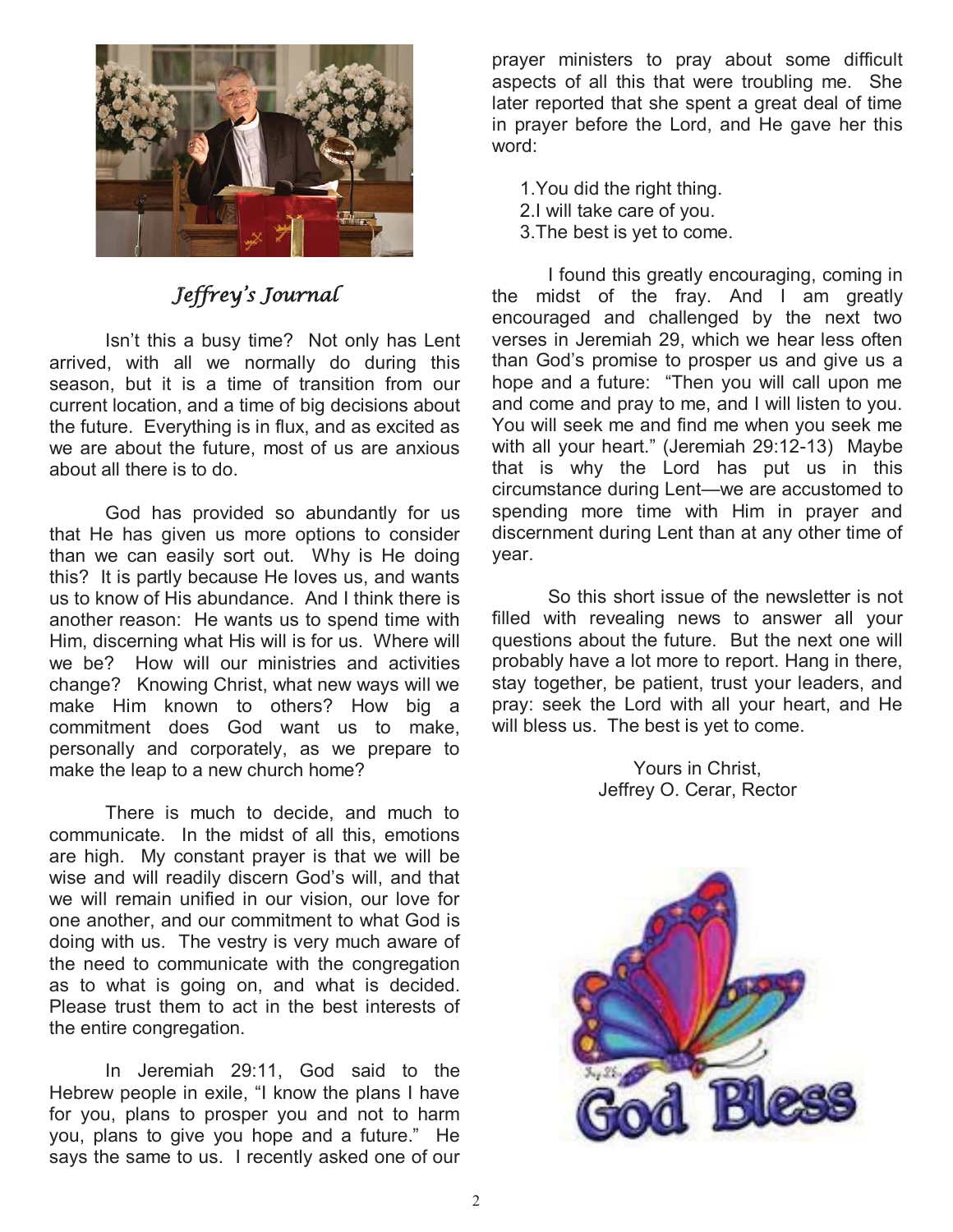## *Jeffrey's Journal*

Isn't this a busy time? Not only has Lent arrived, with all we normally do during this season, but it is a time of transition from our current location, and a time of big decisions about the future. Everything is in flux, and as excited as we are about the future, most of us are anxious about all there is to do.

God has provided so abundantly for us that He has given us more options to consider than we can easily sort out. Why is He doing this? It is partly because He loves us, and wants us to know of His abundance. And I think there is another reason: He wants us to spend time with Him, discerning what His will is for us. Where will we be? How will our ministries and activities change? Knowing Christ, what new ways will we make Him known to others? How big a commitment does God want us to make, personally and corporately, as we prepare to make the leap to a new church home?

There is much to decide, and much to communicate. In the midst of all this, emotions are high. My constant prayer is that we will be wise and will readily discern God's will, and that we will remain unified in our vision, our love for one another, and our commitment to what God is doing with us. The vestry is very much aware of the need to communicate with the congregation as to what is going on, and what is decided. Please trust them to act in the best interests of the entire congregation.

In Jeremiah 29:11, God said to the Hebrew people in exile, "I know the plans I have for you, plans to prosper you and not to harm you, plans to give you hope and a future." He says the same to us. I recently asked one of our prayer ministers to pray about some difficult aspects of all this that were troubling me. She later reported that she spent a great deal of time in prayer before the Lord, and He gave her this word:

1. You did the right thing.
2. I will take care of you.
3. The best is yet to come.

I found this greatly encouraging, coming in the midst of the fray. And I am greatly encouraged and challenged by the next two verses in Jeremiah 29, which we hear less often than God's promise to prosper us and give us a hope and a future: "Then you will call upon me and come and pray to me, and I will listen to you. You will seek me and find me when you seek me with all your heart." (Jeremiah 29:12-13) Maybe that is why the Lord has put us in this circumstance during Lent—we are accustomed to spending more time with Him in prayer and discernment during Lent than at any other time of year.

So this short issue of the newsletter is not filled with revealing news to answer all your questions about the future. But the next one will probably have a lot more to report. Hang in there, stay together, be patient, trust your leaders, and pray: seek the Lord with all your heart, and He will bless us. The best is yet to come.

Yours in Christ,
Jeffrey O. Cerar, Rector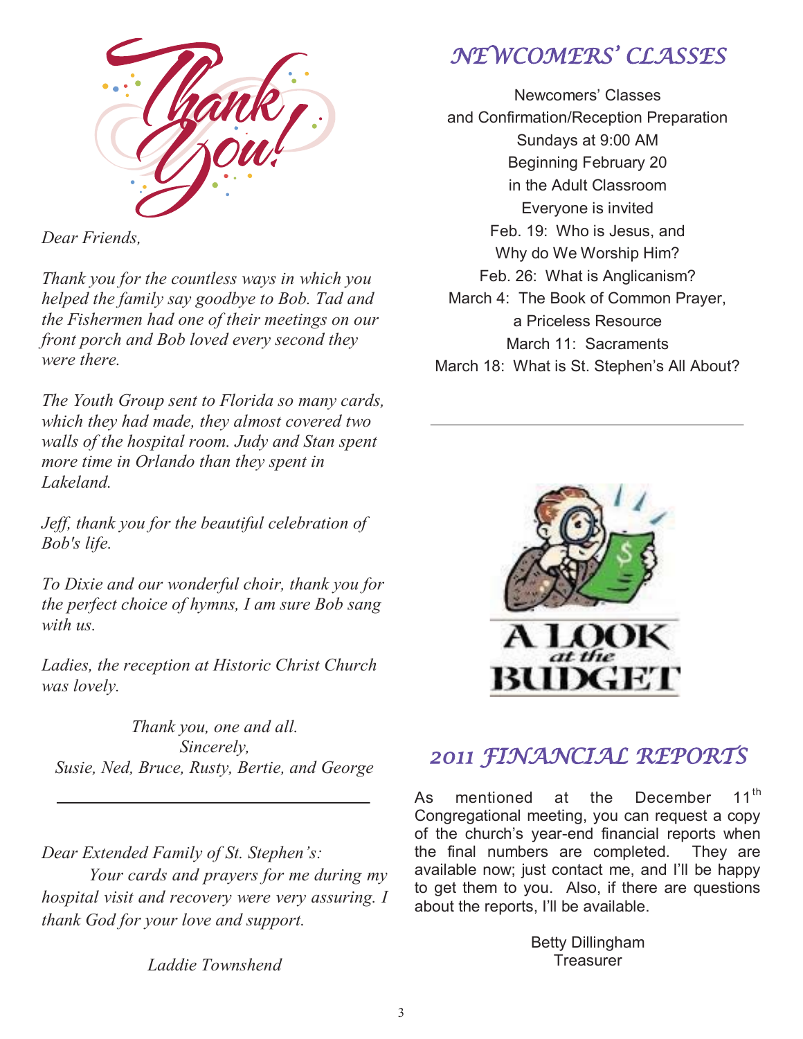*Dear Friends,*

*Thank you for the countless ways in which you helped the family say goodbye to Bob. Tad and the Fishermen had one of their meetings on our front porch and Bob loved every second they were there.*

*The Youth Group sent to Florida so many cards, which they had made, they almost covered two walls of the hospital room. Judy and Stan spent more time in Orlando than they spent in Lakeland.*

*Jeff, thank you for the beautiful celebration of Bob's life.*

*To Dixie and our wonderful choir, thank you for the perfect choice of hymns, I am sure Bob sang with us.*

*Ladies, the reception at Historic Christ Church was lovely.*

*Thank you, one and all.*
*Sincerely,*
*Susie, Ned, Bruce, Rusty, Bertie, and George*

---

*Dear Extended Family of St. Stephen's:*

*Your cards and prayers for me during my hospital visit and recovery were very assuring. I thank God for your love and support.*

*Laddie Townshend*

## *NEWCOMERS' CLASSES*

Newcomers' Classes
and Confirmation/Reception Preparation
Sundays at 9:00 AM
Beginning February 20
in the Adult Classroom
Everyone is invited

Feb. 19: Who is Jesus, and Why do We Worship Him?
Feb. 26: What is Anglicanism?
March 4: The Book of Common Prayer, a Priceless Resource
March 11: Sacraments
March 18: What is St. Stephen's All About?

---

A LOOK at the BUDGET

## *2011 FINANCIAL REPORTS*

As mentioned at the December 11th Congregational meeting, you can request a copy of the church's year-end financial reports when the final numbers are completed. They are available now; just contact me, and I'll be happy to get them to you. Also, if there are questions about the reports, I'll be available.

Betty Dillingham
Treasurer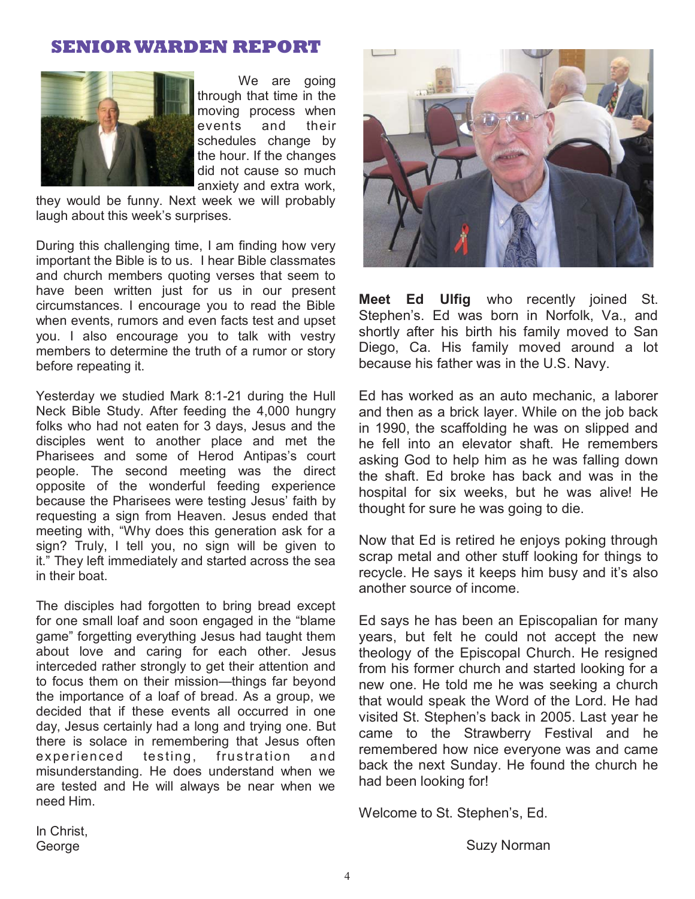## SENIOR WARDEN REPORT

We are going through that time in the moving process when events and their schedules change by the hour. If the changes did not cause so much anxiety and extra work, they would be funny. Next week we will probably laugh about this week's surprises.

During this challenging time, I am finding how very important the Bible is to us. I hear Bible classmates and church members quoting verses that seem to have been written just for us in our present circumstances. I encourage you to read the Bible when events, rumors and even facts test and upset you. I also encourage you to talk with vestry members to determine the truth of a rumor or story before repeating it.

Yesterday we studied Mark 8:1-21 during the Hull Neck Bible Study. After feeding the 4,000 hungry folks who had not eaten for 3 days, Jesus and the disciples went to another place and met the Pharisees and some of Herod Antipas's court people. The second meeting was the direct opposite of the wonderful feeding experience because the Pharisees were testing Jesus' faith by requesting a sign from Heaven. Jesus ended that meeting with, "Why does this generation ask for a sign? Truly, I tell you, no sign will be given to it." They left immediately and started across the sea in their boat.

The disciples had forgotten to bring bread except for one small loaf and soon engaged in the "blame game" forgetting everything Jesus had taught them about love and caring for each other. Jesus interceded rather strongly to get their attention and to focus them on their mission—things far beyond the importance of a loaf of bread. As a group, we decided that if these events all occurred in one day, Jesus certainly had a long and trying one. But there is solace in remembering that Jesus often experienced testing, frustration and misunderstanding. He does understand when we are tested and He will always be near when we need Him.

In Christ,
George

**Meet Ed Ulfig** who recently joined St. Stephen's. Ed was born in Norfolk, Va., and shortly after his birth his family moved to San Diego, Ca. His family moved around a lot because his father was in the U.S. Navy.

Ed has worked as an auto mechanic, a laborer and then as a brick layer. While on the job back in 1990, the scaffolding he was on slipped and he fell into an elevator shaft. He remembers asking God to help him as he was falling down the shaft. Ed broke has back and was in the hospital for six weeks, but he was alive! He thought for sure he was going to die.

Now that Ed is retired he enjoys poking through scrap metal and other stuff looking for things to recycle. He says it keeps him busy and it's also another source of income.

Ed says he has been an Episcopalian for many years, but felt he could not accept the new theology of the Episcopal Church. He resigned from his former church and started looking for a new one. He told me he was seeking a church that would speak the Word of the Lord. He had visited St. Stephen's back in 2005. Last year he came to the Strawberry Festival and he remembered how nice everyone was and came back the next Sunday. He found the church he had been looking for!

Welcome to St. Stephen's, Ed.

Suzy Norman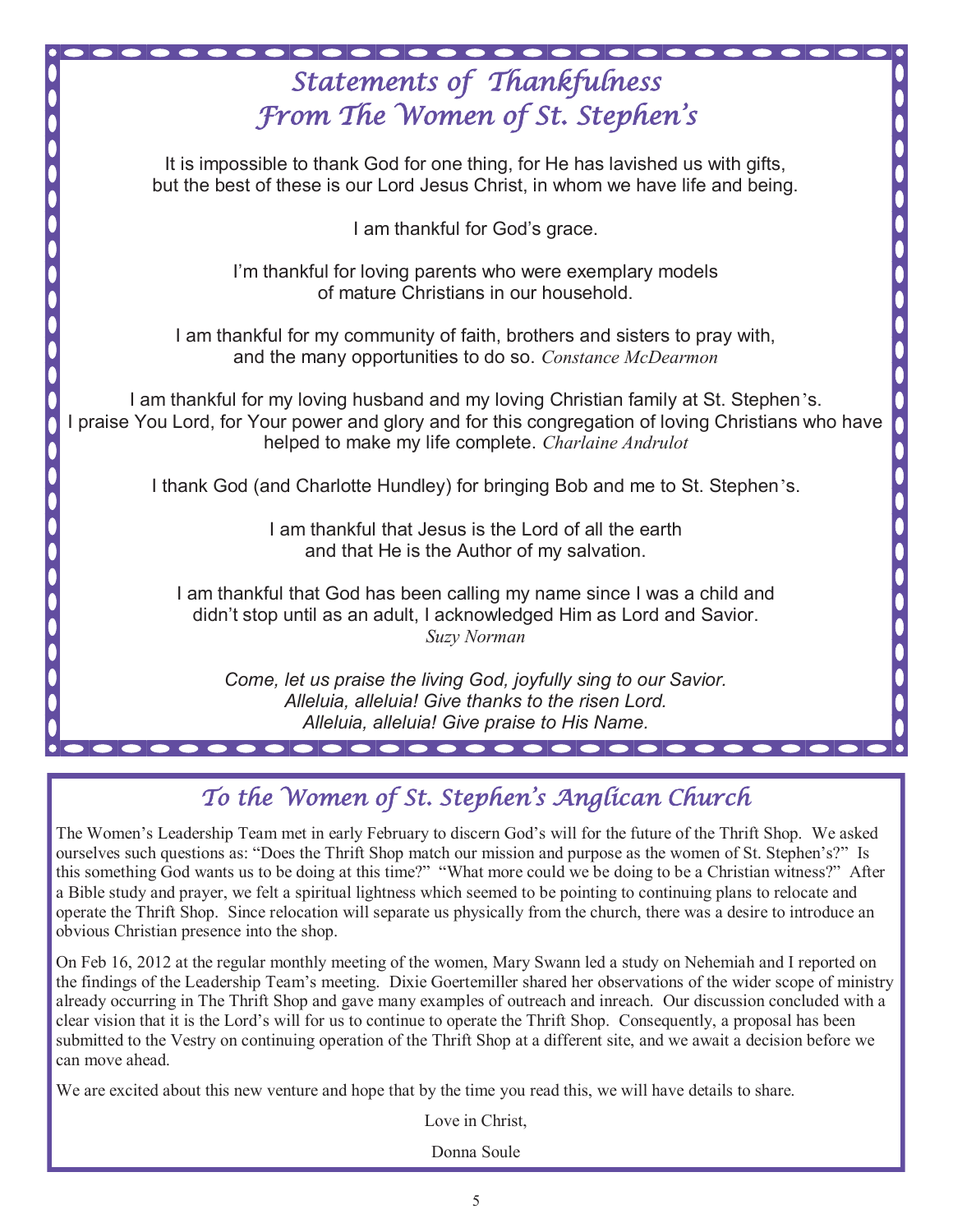## *Statements of Thankfulness From The Women of St. Stephen's*

It is impossible to thank God for one thing, for He has lavished us with gifts, but the best of these is our Lord Jesus Christ, in whom we have life and being.

I am thankful for God's grace.

I'm thankful for loving parents who were exemplary models of mature Christians in our household.

I am thankful for my community of faith, brothers and sisters to pray with, and the many opportunities to do so. *Constance McDearmon*

I am thankful for my loving husband and my loving Christian family at St. Stephen's. I praise You Lord, for Your power and glory and for this congregation of loving Christians who have helped to make my life complete. *Charlaine Andrulot*

I thank God (and Charlotte Hundley) for bringing Bob and me to St. Stephen's.

I am thankful that Jesus is the Lord of all the earth and that He is the Author of my salvation.

I am thankful that God has been calling my name since I was a child and didn't stop until as an adult, I acknowledged Him as Lord and Savior.
*Suzy Norman*

*Come, let us praise the living God, joyfully sing to our Savior.*
*Alleluia, alleluia! Give thanks to the risen Lord.*
*Alleluia, alleluia! Give praise to His Name.*

## *To the Women of St. Stephen's Anglican Church*

The Women's Leadership Team met in early February to discern God's will for the future of the Thrift Shop. We asked ourselves such questions as: "Does the Thrift Shop match our mission and purpose as the women of St. Stephen's?" Is this something God wants us to be doing at this time?" "What more could we be doing to be a Christian witness?" After a Bible study and prayer, we felt a spiritual lightness which seemed to be pointing to continuing plans to relocate and operate the Thrift Shop. Since relocation will separate us physically from the church, there was a desire to introduce an obvious Christian presence into the shop.

On Feb 16, 2012 at the regular monthly meeting of the women, Mary Swann led a study on Nehemiah and I reported on the findings of the Leadership Team's meeting. Dixie Goertemiller shared her observations of the wider scope of ministry already occurring in The Thrift Shop and gave many examples of outreach and inreach. Our discussion concluded with a clear vision that it is the Lord's will for us to continue to operate the Thrift Shop. Consequently, a proposal has been submitted to the Vestry on continuing operation of the Thrift Shop at a different site, and we await a decision before we can move ahead.

We are excited about this new venture and hope that by the time you read this, we will have details to share.

Love in Christ,

Donna Soule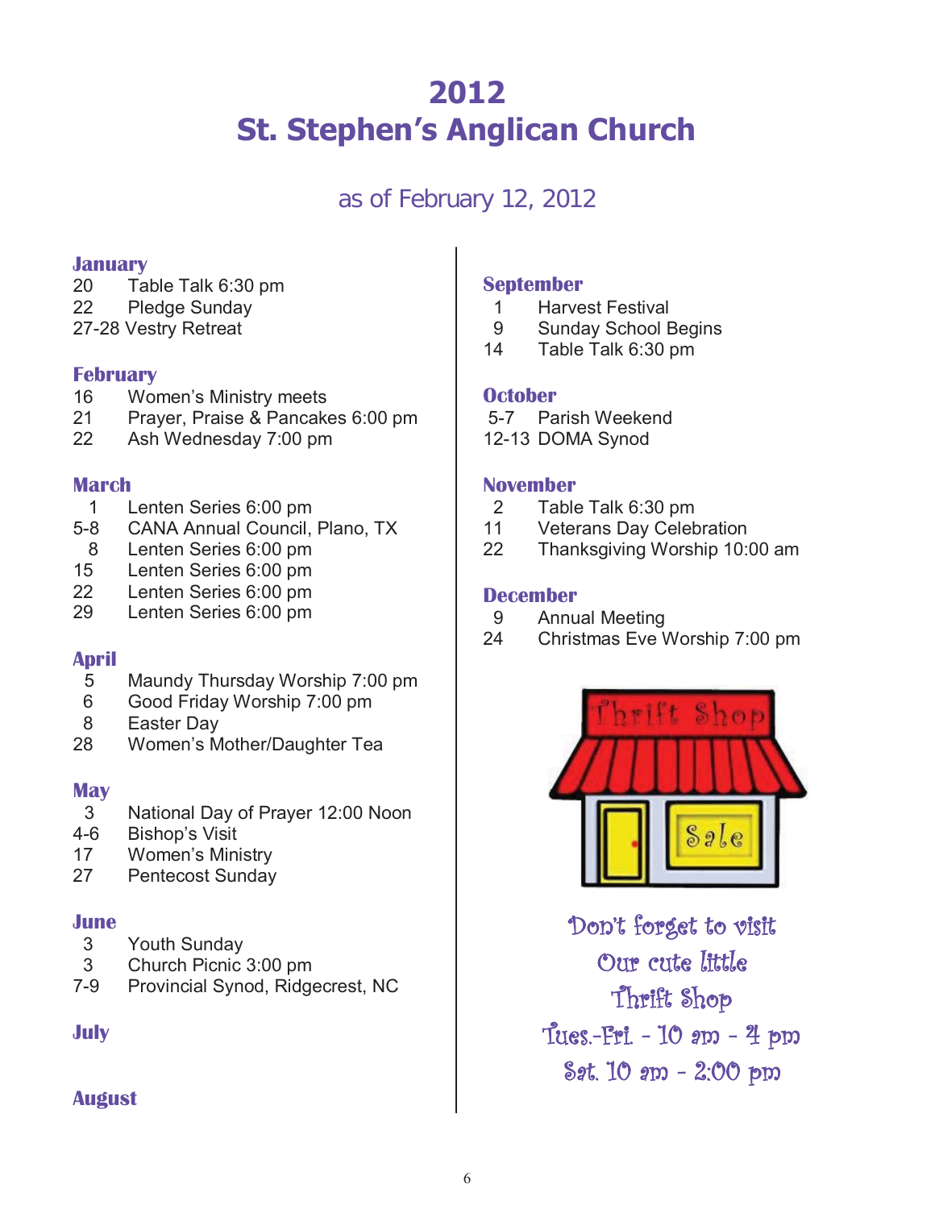# 2012
# St. Stephen's Anglican Church

as of February 12, 2012

### January
20 Table Talk 6:30 pm
22 Pledge Sunday
27-28 Vestry Retreat

### February
16 Women's Ministry meets
21 Prayer, Praise & Pancakes 6:00 pm
22 Ash Wednesday 7:00 pm

### March
1 Lenten Series 6:00 pm
5-8 CANA Annual Council, Plano, TX
8 Lenten Series 6:00 pm
15 Lenten Series 6:00 pm
22 Lenten Series 6:00 pm
29 Lenten Series 6:00 pm

### April
5 Maundy Thursday Worship 7:00 pm
6 Good Friday Worship 7:00 pm
8 Easter Day
28 Women's Mother/Daughter Tea

### May
3 National Day of Prayer 12:00 Noon
4-6 Bishop's Visit
17 Women's Ministry
27 Pentecost Sunday

### June
3 Youth Sunday
3 Church Picnic 3:00 pm
7-9 Provincial Synod, Ridgecrest, NC

### July

### August

### September
1 Harvest Festival
9 Sunday School Begins
14 Table Talk 6:30 pm

### October
5-7 Parish Weekend
12-13 DOMA Synod

### November
2 Table Talk 6:30 pm
11 Veterans Day Celebration
22 Thanksgiving Worship 10:00 am

### December
9 Annual Meeting
24 Christmas Eve Worship 7:00 pm

Thrift Shop

Sale

Don't forget to visit
Our cute little
Thrift Shop
Tues.-Fri. - 10 am - 4 pm
Sat. 10 am - 2:00 pm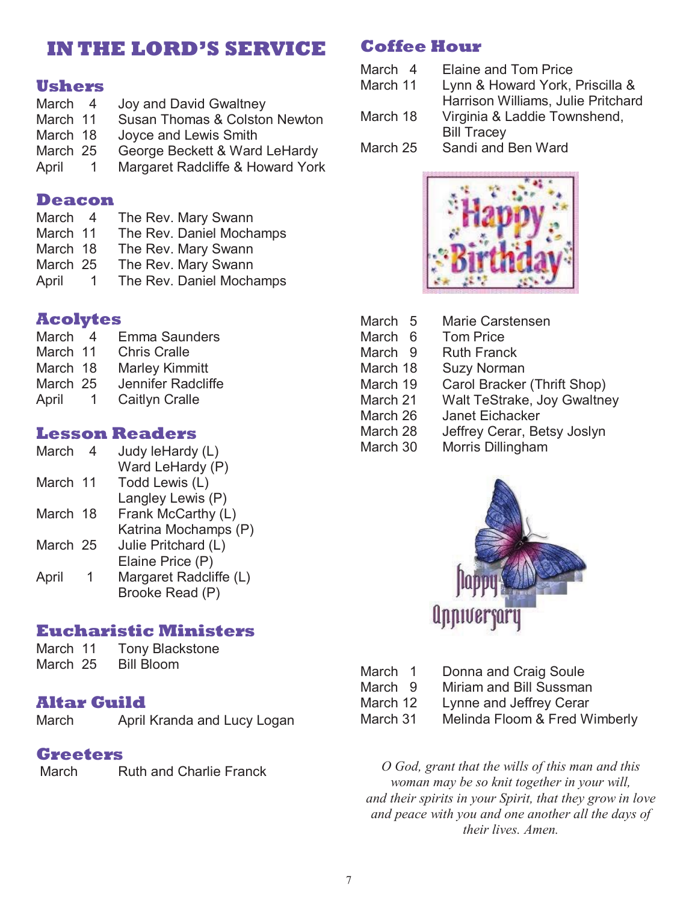# IN THE LORD'S SERVICE

## Ushers

| | |
|---|---|
| March 4 | Joy and David Gwaltney |
| March 11 | Susan Thomas & Colston Newton |
| March 18 | Joyce and Lewis Smith |
| March 25 | George Beckett & Ward LeHardy |
| April 1 | Margaret Radcliffe & Howard York |

## Deacon

| | |
|---|---|
| March 4 | The Rev. Mary Swann |
| March 11 | The Rev. Daniel Mochamps |
| March 18 | The Rev. Mary Swann |
| March 25 | The Rev. Mary Swann |
| April 1 | The Rev. Daniel Mochamps |

## Acolytes

| | |
|---|---|
| March 4 | Emma Saunders |
| March 11 | Chris Cralle |
| March 18 | Marley Kimmitt |
| March 25 | Jennifer Radcliffe |
| April 1 | Caitlyn Cralle |

## Lesson Readers

| | |
|---|---|
| March 4 | Judy leHardy (L)<br>Ward LeHardy (P) |
| March 11 | Todd Lewis (L)<br>Langley Lewis (P) |
| March 18 | Frank McCarthy (L)<br>Katrina Mochamps (P) |
| March 25 | Julie Pritchard (L)<br>Elaine Price (P) |
| April 1 | Margaret Radcliffe (L)<br>Brooke Read (P) |

## Eucharistic Ministers

| | |
|---|---|
| March 11 | Tony Blackstone |
| March 25 | Bill Bloom |

## Altar Guild

| | |
|---|---|
| March | April Kranda and Lucy Logan |

## Greeters

| | |
|---|---|
| March | Ruth and Charlie Franck |

## Coffee Hour

| | |
|---|---|
| March 4 | Elaine and Tom Price |
| March 11 | Lynn & Howard York, Priscilla & Harrison Williams, Julie Pritchard |
| March 18 | Virginia & Laddie Townshend, Bill Tracey |
| March 25 | Sandi and Ben Ward |

## Happy Birthday

| | |
|---|---|
| March 5 | Marie Carstensen |
| March 6 | Tom Price |
| March 9 | Ruth Franck |
| March 18 | Suzy Norman |
| March 19 | Carol Bracker (Thrift Shop) |
| March 21 | Walt TeStrake, Joy Gwaltney |
| March 26 | Janet Eichacker |
| March 28 | Jeffrey Cerar, Betsy Joslyn |
| March 30 | Morris Dillingham |

## Happy Anniversary

| | |
|---|---|
| March 1 | Donna and Craig Soule |
| March 9 | Miriam and Bill Sussman |
| March 12 | Lynne and Jeffrey Cerar |
| March 31 | Melinda Floom & Fred Wimberly |

*O God, grant that the wills of this man and this woman may be so knit together in your will, and their spirits in your Spirit, that they grow in love and peace with you and one another all the days of their lives. Amen.*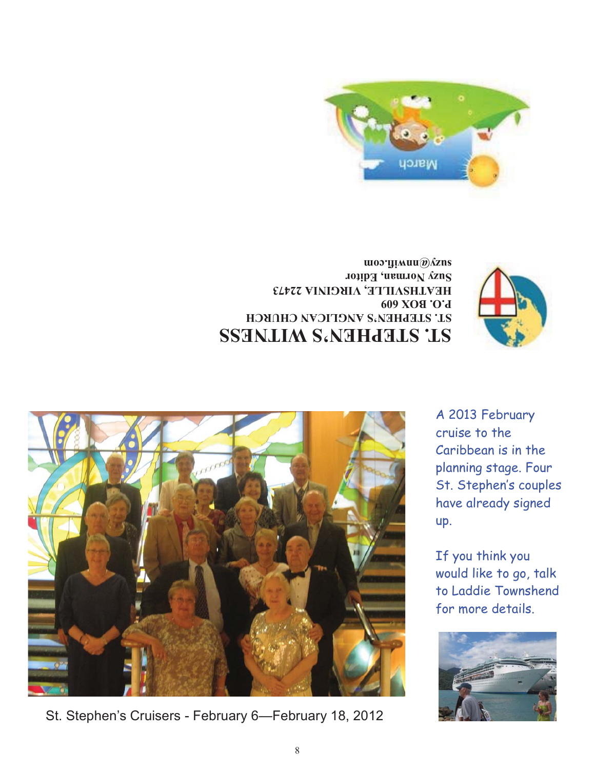# ST. STEPHEN'S WITNESS

**ST. STEPHEN'S ANGLICAN CHURCH**
**P.O. BOX 609**
**HEATHSVILLE, VIRGINIA 22473**
**Suzy Norman, Editor**
**suzy@nnwifi.com**

March

A 2013 February cruise to the Caribbean is in the planning stage. Four St. Stephen's couples have already signed up.

If you think you would like to go, talk to Laddie Townshend for more details.

St. Stephen's Cruisers - February 6—February 18, 2012